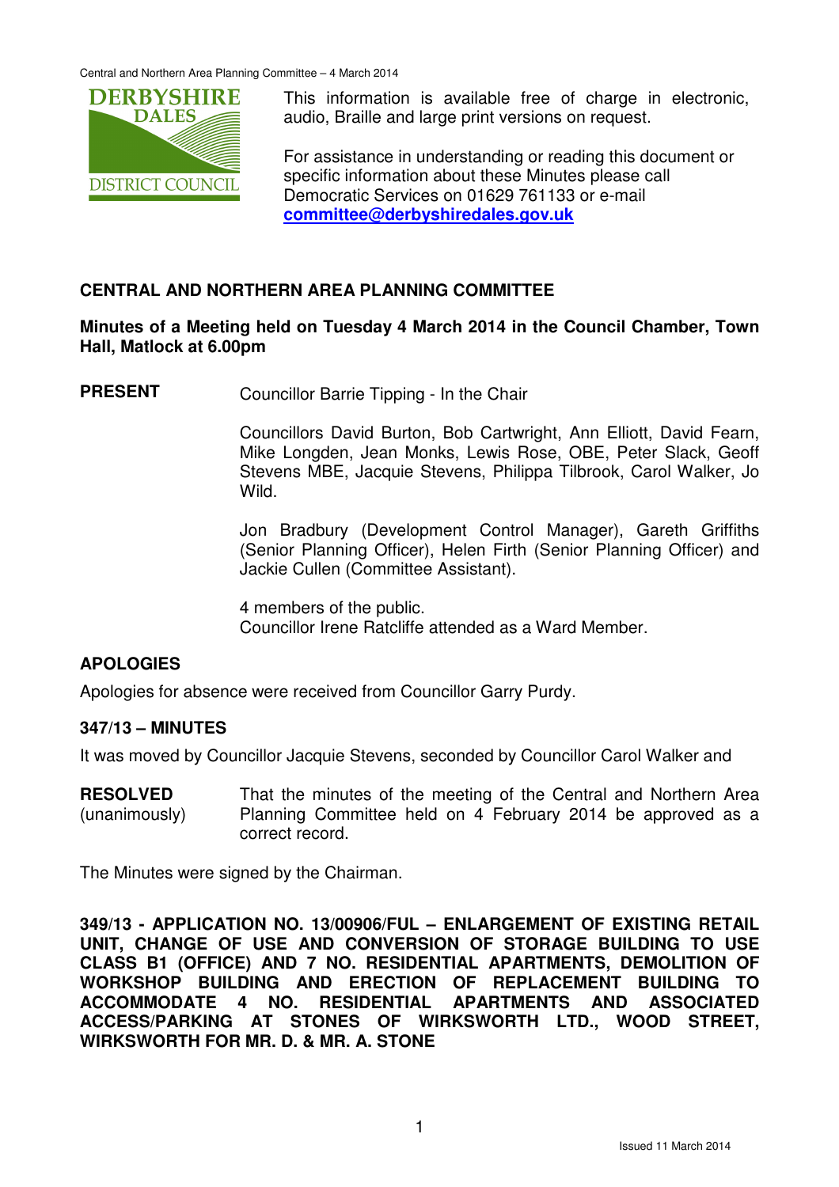This information is available free of charge in electronic, audio, Braille and large print versions on request.

For assistance in understanding or reading this document or specific information about these Minutes please call Democratic Services on 01629 761133 or e-mail **committee@derbyshiredales.gov.uk**

## CENTRAL AND NORTHERN AREA PLANNING COMMITTEE

**Minutes of a Meeting held on Tuesday 4 March 2014 in the Council Chamber, Town Hall, Matlock at 6.00pm**

**PRESENT**

Councillor Barrie Tipping - In the Chair

Councillors David Burton, Bob Cartwright, Ann Elliott, David Fearn, Mike Longden, Jean Monks, Lewis Rose, OBE, Peter Slack, Geoff Stevens MBE, Jacquie Stevens, Philippa Tilbrook, Carol Walker, Jo Wild.

Jon Bradbury (Development Control Manager), Gareth Griffiths (Senior Planning Officer), Helen Firth (Senior Planning Officer) and Jackie Cullen (Committee Assistant).

4 members of the public.
Councillor Irene Ratcliffe attended as a Ward Member.

### APOLOGIES

Apologies for absence were received from Councillor Garry Purdy.

### 347/13 – MINUTES

It was moved by Councillor Jacquie Stevens, seconded by Councillor Carol Walker and

**RESOLVED** (unanimously) That the minutes of the meeting of the Central and Northern Area Planning Committee held on 4 February 2014 be approved as a correct record.

The Minutes were signed by the Chairman.

### 349/13 - APPLICATION NO. 13/00906/FUL – ENLARGEMENT OF EXISTING RETAIL UNIT, CHANGE OF USE AND CONVERSION OF STORAGE BUILDING TO USE CLASS B1 (OFFICE) AND 7 NO. RESIDENTIAL APARTMENTS, DEMOLITION OF WORKSHOP BUILDING AND ERECTION OF REPLACEMENT BUILDING TO ACCOMMODATE 4 NO. RESIDENTIAL APARTMENTS AND ASSOCIATED ACCESS/PARKING AT STONES OF WIRKSWORTH LTD., WOOD STREET, WIRKSWORTH FOR MR. D. & MR. A. STONE

Issued 11 March 2014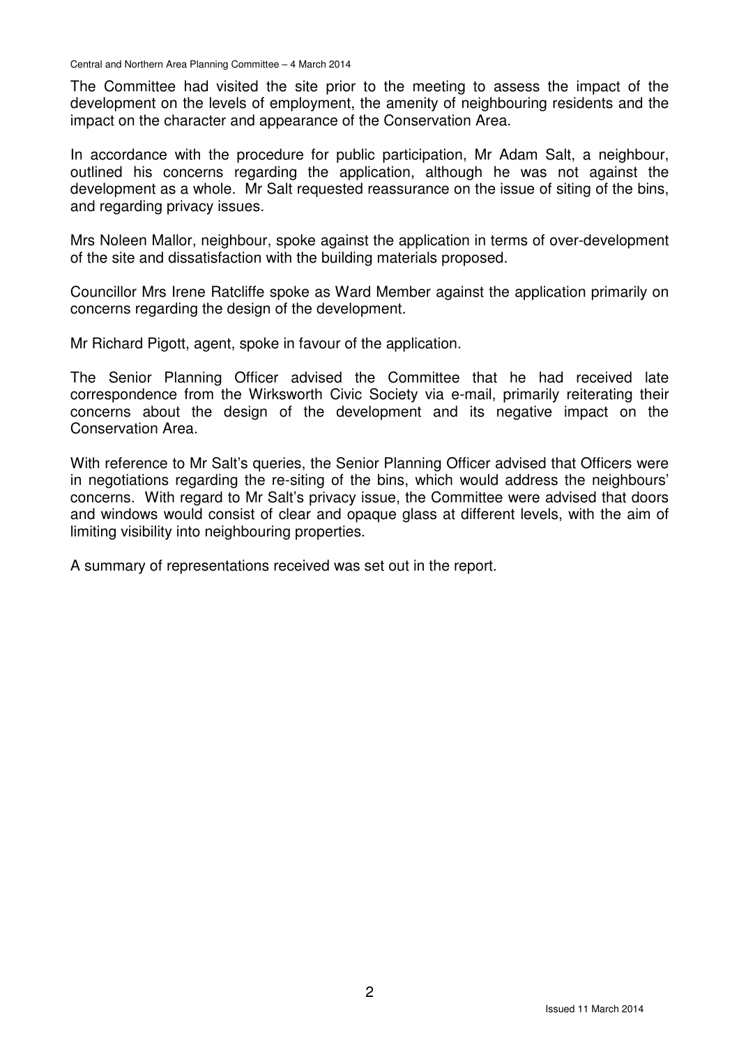The Committee had visited the site prior to the meeting to assess the impact of the development on the levels of employment, the amenity of neighbouring residents and the impact on the character and appearance of the Conservation Area.

In accordance with the procedure for public participation, Mr Adam Salt, a neighbour, outlined his concerns regarding the application, although he was not against the development as a whole. Mr Salt requested reassurance on the issue of siting of the bins, and regarding privacy issues.

Mrs Noleen Mallor, neighbour, spoke against the application in terms of over-development of the site and dissatisfaction with the building materials proposed.

Councillor Mrs Irene Ratcliffe spoke as Ward Member against the application primarily on concerns regarding the design of the development.

Mr Richard Pigott, agent, spoke in favour of the application.

The Senior Planning Officer advised the Committee that he had received late correspondence from the Wirksworth Civic Society via e-mail, primarily reiterating their concerns about the design of the development and its negative impact on the Conservation Area.

With reference to Mr Salt's queries, the Senior Planning Officer advised that Officers were in negotiations regarding the re-siting of the bins, which would address the neighbours' concerns. With regard to Mr Salt's privacy issue, the Committee were advised that doors and windows would consist of clear and opaque glass at different levels, with the aim of limiting visibility into neighbouring properties.

A summary of representations received was set out in the report.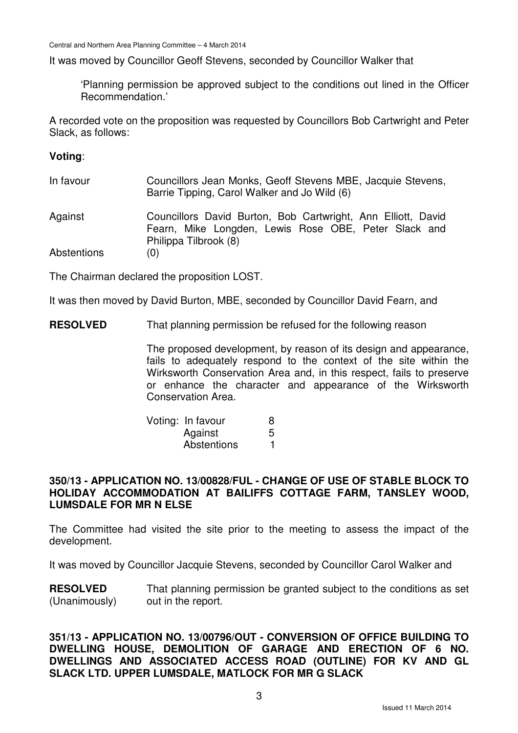It was moved by Councillor Geoff Stevens, seconded by Councillor Walker that

> 'Planning permission be approved subject to the conditions out lined in the Officer Recommendation.'

A recorded vote on the proposition was requested by Councillors Bob Cartwright and Peter Slack, as follows:

**Voting**:

| | |
|---|---|
| In favour | Councillors Jean Monks, Geoff Stevens MBE, Jacquie Stevens, Barrie Tipping, Carol Walker and Jo Wild (6) |
| Against | Councillors David Burton, Bob Cartwright, Ann Elliott, David Fearn, Mike Longden, Lewis Rose OBE, Peter Slack and Philippa Tilbrook (8) |
| Abstentions | (0) |

The Chairman declared the proposition LOST.

It was then moved by David Burton, MBE, seconded by Councillor David Fearn, and

**RESOLVED** That planning permission be refused for the following reason

The proposed development, by reason of its design and appearance, fails to adequately respond to the context of the site within the Wirksworth Conservation Area and, in this respect, fails to preserve or enhance the character and appearance of the Wirksworth Conservation Area.

| Voting: | |
|---|---|
| In favour | 8 |
| Against | 5 |
| Abstentions | 1 |

## 350/13 - APPLICATION NO. 13/00828/FUL - CHANGE OF USE OF STABLE BLOCK TO HOLIDAY ACCOMMODATION AT BAILIFFS COTTAGE FARM, TANSLEY WOOD, LUMSDALE FOR MR N ELSE

The Committee had visited the site prior to the meeting to assess the impact of the development.

It was moved by Councillor Jacquie Stevens, seconded by Councillor Carol Walker and

**RESOLVED** (Unanimously) That planning permission be granted subject to the conditions as set out in the report.

## 351/13 - APPLICATION NO. 13/00796/OUT - CONVERSION OF OFFICE BUILDING TO DWELLING HOUSE, DEMOLITION OF GARAGE AND ERECTION OF 6 NO. DWELLINGS AND ASSOCIATED ACCESS ROAD (OUTLINE) FOR KV AND GL SLACK LTD. UPPER LUMSDALE, MATLOCK FOR MR G SLACK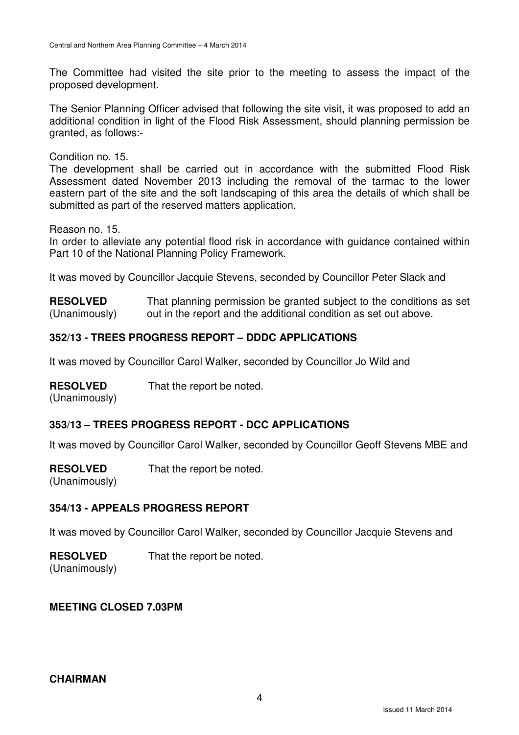The Committee had visited the site prior to the meeting to assess the impact of the proposed development.

The Senior Planning Officer advised that following the site visit, it was proposed to add an additional condition in light of the Flood Risk Assessment, should planning permission be granted, as follows:-

Condition no. 15.
The development shall be carried out in accordance with the submitted Flood Risk Assessment dated November 2013 including the removal of the tarmac to the lower eastern part of the site and the soft landscaping of this area the details of which shall be submitted as part of the reserved matters application.

Reason no. 15.
In order to alleviate any potential flood risk in accordance with guidance contained within Part 10 of the National Planning Policy Framework.

It was moved by Councillor Jacquie Stevens, seconded by Councillor Peter Slack and

**RESOLVED** (Unanimously) That planning permission be granted subject to the conditions as set out in the report and the additional condition as set out above.

## 352/13 - TREES PROGRESS REPORT – DDDC APPLICATIONS

It was moved by Councillor Carol Walker, seconded by Councillor Jo Wild and

**RESOLVED** (Unanimously) That the report be noted.

## 353/13 – TREES PROGRESS REPORT - DCC APPLICATIONS

It was moved by Councillor Carol Walker, seconded by Councillor Geoff Stevens MBE and

**RESOLVED** (Unanimously) That the report be noted.

## 354/13 - APPEALS PROGRESS REPORT

It was moved by Councillor Carol Walker, seconded by Councillor Jacquie Stevens and

**RESOLVED** (Unanimously) That the report be noted.

**MEETING CLOSED 7.03PM**

**CHAIRMAN**